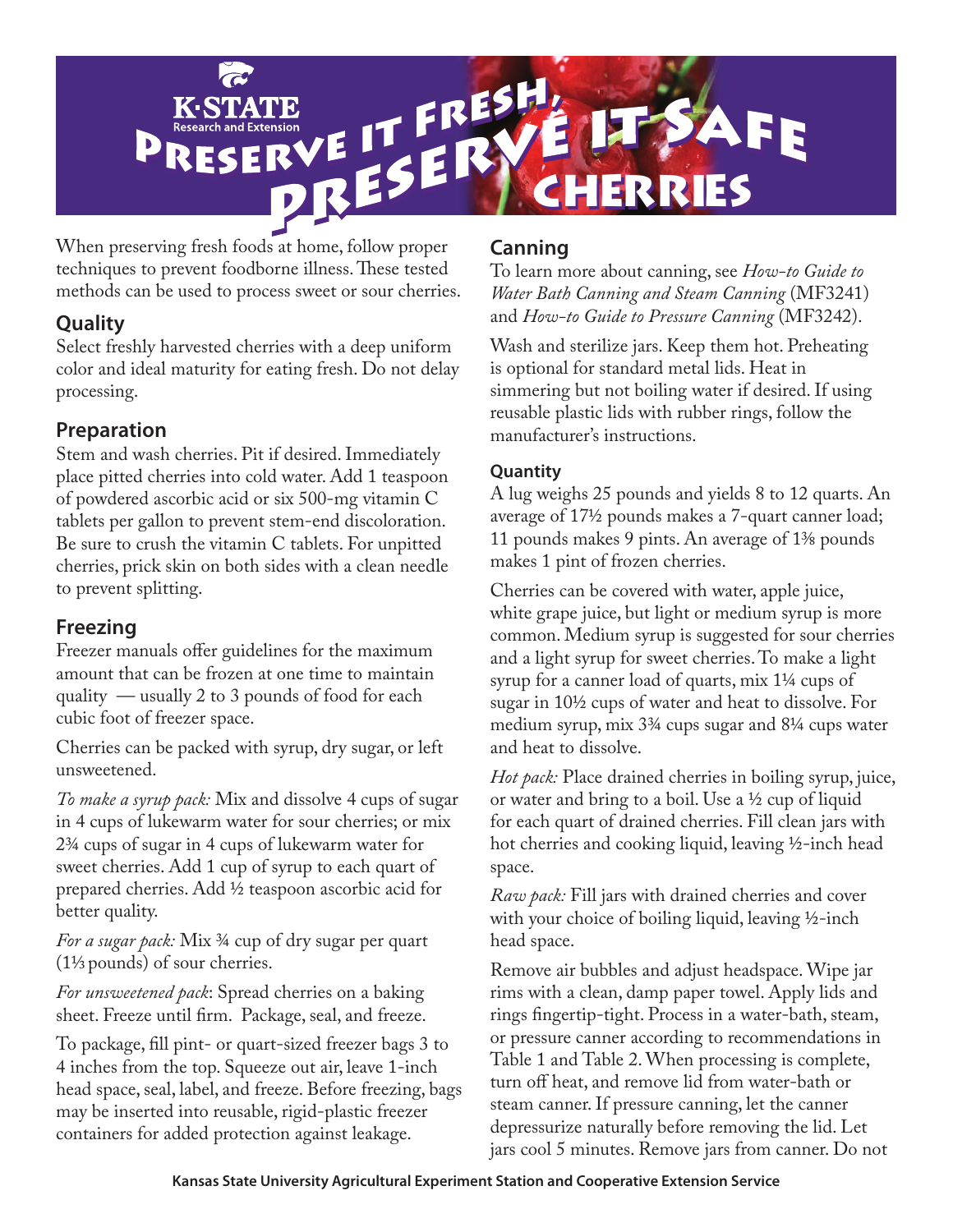# K-STATE Research and Extension

# Preserve it fresh, Preserve it safe: Cherries

When preserving fresh foods at home, follow proper techniques to prevent foodborne illness. These tested methods can be used to process sweet or sour cherries.

## Quality

Select freshly harvested cherries with a deep uniform color and ideal maturity for eating fresh. Do not delay processing.

## Preparation

Stem and wash cherries. Pit if desired. Immediately place pitted cherries into cold water. Add 1 teaspoon of powdered ascorbic acid or six 500-mg vitamin C tablets per gallon to prevent stem-end discoloration. Be sure to crush the vitamin C tablets. For unpitted cherries, prick skin on both sides with a clean needle to prevent splitting.

## Freezing

Freezer manuals offer guidelines for the maximum amount that can be frozen at one time to maintain quality — usually 2 to 3 pounds of food for each cubic foot of freezer space.

Cherries can be packed with syrup, dry sugar, or left unsweetened.

*To make a syrup pack:* Mix and dissolve 4 cups of sugar in 4 cups of lukewarm water for sour cherries; or mix 2¾ cups of sugar in 4 cups of lukewarm water for sweet cherries. Add 1 cup of syrup to each quart of prepared cherries. Add ½ teaspoon ascorbic acid for better quality.

*For a sugar pack:* Mix ¾ cup of dry sugar per quart (1⅓ pounds) of sour cherries.

*For unsweetened pack*: Spread cherries on a baking sheet. Freeze until firm. Package, seal, and freeze.

To package, fill pint- or quart-sized freezer bags 3 to 4 inches from the top. Squeeze out air, leave 1-inch head space, seal, label, and freeze. Before freezing, bags may be inserted into reusable, rigid-plastic freezer containers for added protection against leakage.

## Canning

To learn more about canning, see *How-to Guide to Water Bath Canning and Steam Canning* (MF3241) and *How-to Guide to Pressure Canning* (MF3242).

Wash and sterilize jars. Keep them hot. Preheating is optional for standard metal lids. Heat in simmering but not boiling water if desired. If using reusable plastic lids with rubber rings, follow the manufacturer's instructions.

### Quantity

A lug weighs 25 pounds and yields 8 to 12 quarts. An average of 17½ pounds makes a 7-quart canner load; 11 pounds makes 9 pints. An average of 1⅜ pounds makes 1 pint of frozen cherries.

Cherries can be covered with water, apple juice, white grape juice, but light or medium syrup is more common. Medium syrup is suggested for sour cherries and a light syrup for sweet cherries. To make a light syrup for a canner load of quarts, mix 1¼ cups of sugar in 10½ cups of water and heat to dissolve. For medium syrup, mix 3¾ cups sugar and 8¼ cups water and heat to dissolve.

*Hot pack:* Place drained cherries in boiling syrup, juice, or water and bring to a boil. Use a ½ cup of liquid for each quart of drained cherries. Fill clean jars with hot cherries and cooking liquid, leaving ½-inch head space.

*Raw pack:* Fill jars with drained cherries and cover with your choice of boiling liquid, leaving ½-inch head space.

Remove air bubbles and adjust headspace. Wipe jar rims with a clean, damp paper towel. Apply lids and rings fingertip-tight. Process in a water-bath, steam, or pressure canner according to recommendations in Table 1 and Table 2. When processing is complete, turn off heat, and remove lid from water-bath or steam canner. If pressure canning, let the canner depressurize naturally before removing the lid. Let jars cool 5 minutes. Remove jars from canner. Do not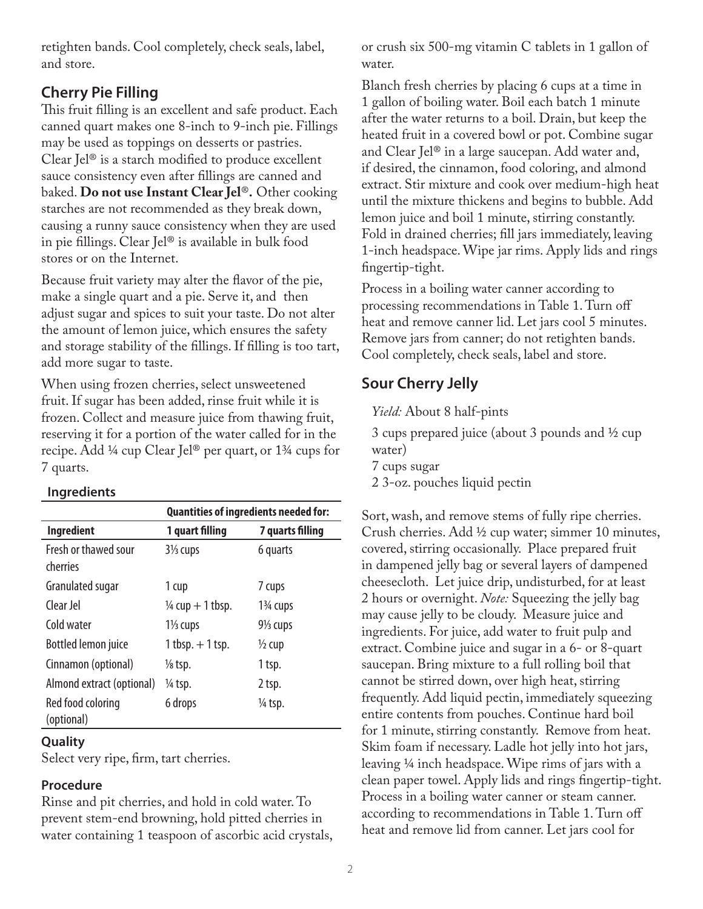retighten bands. Cool completely, check seals, label, and store.

## Cherry Pie Filling

This fruit filling is an excellent and safe product. Each canned quart makes one 8-inch to 9-inch pie. Fillings may be used as toppings on desserts or pastries. Clear Jel® is a starch modified to produce excellent sauce consistency even after fillings are canned and baked. **Do not use Instant Clear Jel®.** Other cooking starches are not recommended as they break down, causing a runny sauce consistency when they are used in pie fillings. Clear Jel® is available in bulk food stores or on the Internet.

Because fruit variety may alter the flavor of the pie, make a single quart and a pie. Serve it, and then adjust sugar and spices to suit your taste. Do not alter the amount of lemon juice, which ensures the safety and storage stability of the fillings. If filling is too tart, add more sugar to taste.

When using frozen cherries, select unsweetened fruit. If sugar has been added, rinse fruit while it is frozen. Collect and measure juice from thawing fruit, reserving it for a portion of the water called for in the recipe. Add ¼ cup Clear Jel® per quart, or 1¾ cups for 7 quarts.

### Ingredients

| | Quantities of ingredients needed for: | |
|---|---|---|
| **Ingredient** | **1 quart filling** | **7 quarts filling** |
| Fresh or thawed sour cherries | 3⅓ cups | 6 quarts |
| Granulated sugar | 1 cup | 7 cups |
| Clear Jel | ¼ cup + 1 tbsp. | 1¾ cups |
| Cold water | 1⅓ cups | 9⅓ cups |
| Bottled lemon juice | 1 tbsp. + 1 tsp. | ½ cup |
| Cinnamon (optional) | ⅛ tsp. | 1 tsp. |
| Almond extract (optional) | ¼ tsp. | 2 tsp. |
| Red food coloring (optional) | 6 drops | ¼ tsp. |

### Quality

Select very ripe, firm, tart cherries.

### Procedure

Rinse and pit cherries, and hold in cold water. To prevent stem-end browning, hold pitted cherries in water containing 1 teaspoon of ascorbic acid crystals, or crush six 500-mg vitamin C tablets in 1 gallon of water.

Blanch fresh cherries by placing 6 cups at a time in 1 gallon of boiling water. Boil each batch 1 minute after the water returns to a boil. Drain, but keep the heated fruit in a covered bowl or pot. Combine sugar and Clear Jel® in a large saucepan. Add water and, if desired, the cinnamon, food coloring, and almond extract. Stir mixture and cook over medium-high heat until the mixture thickens and begins to bubble. Add lemon juice and boil 1 minute, stirring constantly. Fold in drained cherries; fill jars immediately, leaving 1-inch headspace. Wipe jar rims. Apply lids and rings fingertip-tight.

Process in a boiling water canner according to processing recommendations in Table 1. Turn off heat and remove canner lid. Let jars cool 5 minutes. Remove jars from canner; do not retighten bands. Cool completely, check seals, label and store.

## Sour Cherry Jelly

*Yield:* About 8 half-pints

3 cups prepared juice (about 3 pounds and ½ cup water)
7 cups sugar
2 3-oz. pouches liquid pectin

Sort, wash, and remove stems of fully ripe cherries. Crush cherries. Add ½ cup water; simmer 10 minutes, covered, stirring occasionally. Place prepared fruit in dampened jelly bag or several layers of dampened cheesecloth. Let juice drip, undisturbed, for at least 2 hours or overnight. *Note:* Squeezing the jelly bag may cause jelly to be cloudy. Measure juice and ingredients. For juice, add water to fruit pulp and extract. Combine juice and sugar in a 6- or 8-quart saucepan. Bring mixture to a full rolling boil that cannot be stirred down, over high heat, stirring frequently. Add liquid pectin, immediately squeezing entire contents from pouches. Continue hard boil for 1 minute, stirring constantly. Remove from heat. Skim foam if necessary. Ladle hot jelly into hot jars, leaving ¼ inch headspace. Wipe rims of jars with a clean paper towel. Apply lids and rings fingertip-tight. Process in a boiling water canner or steam canner. according to recommendations in Table 1. Turn off heat and remove lid from canner. Let jars cool for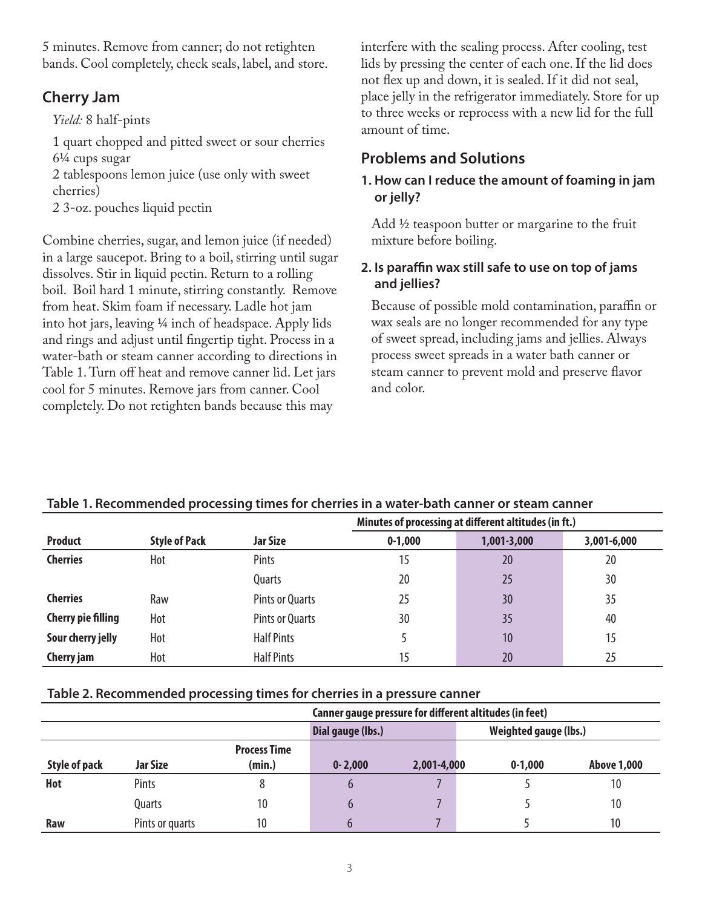5 minutes. Remove from canner; do not retighten bands. Cool completely, check seals, label, and store.

## Cherry Jam

*Yield:* 8 half-pints

1 quart chopped and pitted sweet or sour cherries
6¼ cups sugar
2 tablespoons lemon juice (use only with sweet cherries)
2 3-oz. pouches liquid pectin

Combine cherries, sugar, and lemon juice (if needed) in a large saucepot. Bring to a boil, stirring until sugar dissolves. Stir in liquid pectin. Return to a rolling boil. Boil hard 1 minute, stirring constantly. Remove from heat. Skim foam if necessary. Ladle hot jam into hot jars, leaving ¼ inch of headspace. Apply lids and rings and adjust until fingertip tight. Process in a water-bath or steam canner according to directions in Table 1. Turn off heat and remove canner lid. Let jars cool for 5 minutes. Remove jars from canner. Cool completely. Do not retighten bands because this may interfere with the sealing process. After cooling, test lids by pressing the center of each one. If the lid does not flex up and down, it is sealed. If it did not seal, place jelly in the refrigerator immediately. Store for up to three weeks or reprocess with a new lid for the full amount of time.

## Problems and Solutions

**1. How can I reduce the amount of foaming in jam or jelly?**

Add ½ teaspoon butter or margarine to the fruit mixture before boiling.

**2. Is paraffin wax still safe to use on top of jams and jellies?**

Because of possible mold contamination, paraffin or wax seals are no longer recommended for any type of sweet spread, including jams and jellies. Always process sweet spreads in a water bath canner or steam canner to prevent mold and preserve flavor and color.

**Table 1. Recommended processing times for cherries in a water-bath canner or steam canner**

| | | | Minutes of processing at different altitudes (in ft.) | | |
|---|---|---|---|---|---|
| **Product** | **Style of Pack** | **Jar Size** | **0-1,000** | **1,001-3,000** | **3,001-6,000** |
| **Cherries** | Hot | Pints | 15 | 20 | 20 |
| | | Quarts | 20 | 25 | 30 |
| **Cherries** | Raw | Pints or Quarts | 25 | 30 | 35 |
| **Cherry pie filling** | Hot | Pints or Quarts | 30 | 35 | 40 |
| **Sour cherry jelly** | Hot | Half Pints | 5 | 10 | 15 |
| **Cherry jam** | Hot | Half Pints | 15 | 20 | 25 |

**Table 2. Recommended processing times for cherries in a pressure canner**

| | | | Canner gauge pressure for different altitudes (in feet) | | | |
|---|---|---|---|---|---|---|
| | | | Dial gauge (lbs.) | | Weighted gauge (lbs.) | |
| **Style of pack** | **Jar Size** | **Process Time (min.)** | **0- 2,000** | **2,001-4,000** | **0-1,000** | **Above 1,000** |
| **Hot** | Pints | 8 | 6 | 7 | 5 | 10 |
| | Quarts | 10 | 6 | 7 | 5 | 10 |
| **Raw** | Pints or quarts | 10 | 6 | 7 | 5 | 10 |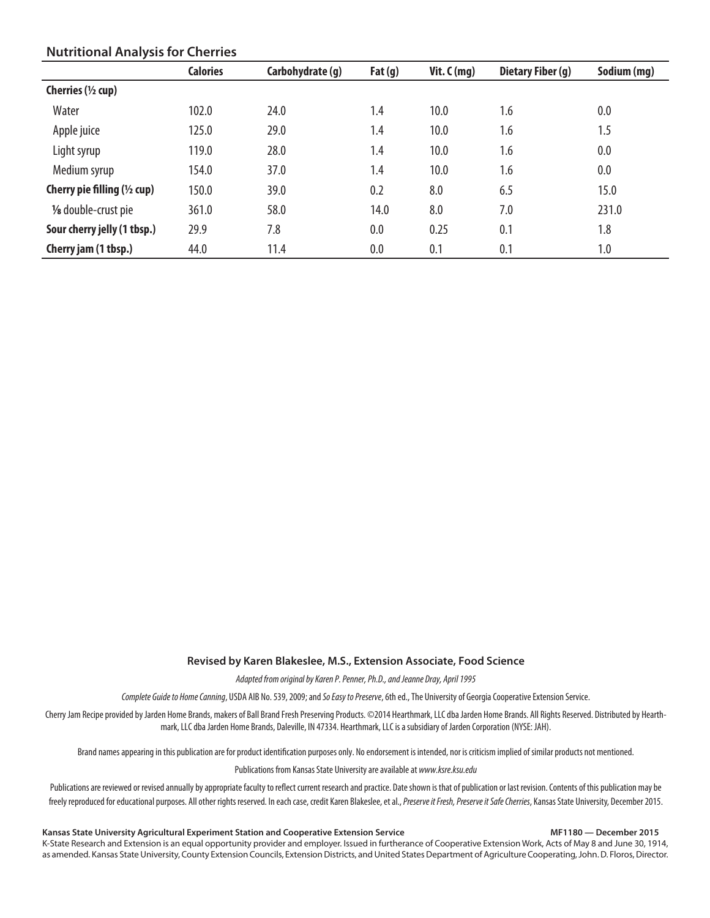## Nutritional Analysis for Cherries

| | Calories | Carbohydrate (g) | Fat (g) | Vit. C (mg) | Dietary Fiber (g) | Sodium (mg) |
|---|---|---|---|---|---|---|
| **Cherries (½ cup)** | | | | | | |
| Water | 102.0 | 24.0 | 1.4 | 10.0 | 1.6 | 0.0 |
| Apple juice | 125.0 | 29.0 | 1.4 | 10.0 | 1.6 | 1.5 |
| Light syrup | 119.0 | 28.0 | 1.4 | 10.0 | 1.6 | 0.0 |
| Medium syrup | 154.0 | 37.0 | 1.4 | 10.0 | 1.6 | 0.0 |
| **Cherry pie filling (½ cup)** | 150.0 | 39.0 | 0.2 | 8.0 | 6.5 | 15.0 |
| ⅛ double-crust pie | 361.0 | 58.0 | 14.0 | 8.0 | 7.0 | 231.0 |
| **Sour cherry jelly (1 tbsp.)** | 29.9 | 7.8 | 0.0 | 0.25 | 0.1 | 1.8 |
| **Cherry jam (1 tbsp.)** | 44.0 | 11.4 | 0.0 | 0.1 | 0.1 | 1.0 |

**Revised by Karen Blakeslee, M.S., Extension Associate, Food Science**

*Adapted from original by Karen P. Penner, Ph.D., and Jeanne Dray, April 1995*

*Complete Guide to Home Canning*, USDA AIB No. 539, 2009; and *So Easy to Preserve*, 6th ed., The University of Georgia Cooperative Extension Service.

Cherry Jam Recipe provided by Jarden Home Brands, makers of Ball Brand Fresh Preserving Products. ©2014 Hearthmark, LLC dba Jarden Home Brands. All Rights Reserved. Distributed by Hearthmark, LLC dba Jarden Home Brands, Daleville, IN 47334. Hearthmark, LLC is a subsidiary of Jarden Corporation (NYSE: JAH).

Brand names appearing in this publication are for product identification purposes only. No endorsement is intended, nor is criticism implied of similar products not mentioned.

Publications from Kansas State University are available at *www.ksre.ksu.edu*

Publications are reviewed or revised annually by appropriate faculty to reflect current research and practice. Date shown is that of publication or last revision. Contents of this publication may be freely reproduced for educational purposes. All other rights reserved. In each case, credit Karen Blakeslee, et al., *Preserve it Fresh, Preserve it Safe Cherries*, Kansas State University, December 2015.

**Kansas State University Agricultural Experiment Station and Cooperative Extension Service** **MF1180 — December 2015**

K-State Research and Extension is an equal opportunity provider and employer. Issued in furtherance of Cooperative Extension Work, Acts of May 8 and June 30, 1914, as amended. Kansas State University, County Extension Councils, Extension Districts, and United States Department of Agriculture Cooperating, John. D. Floros, Director.